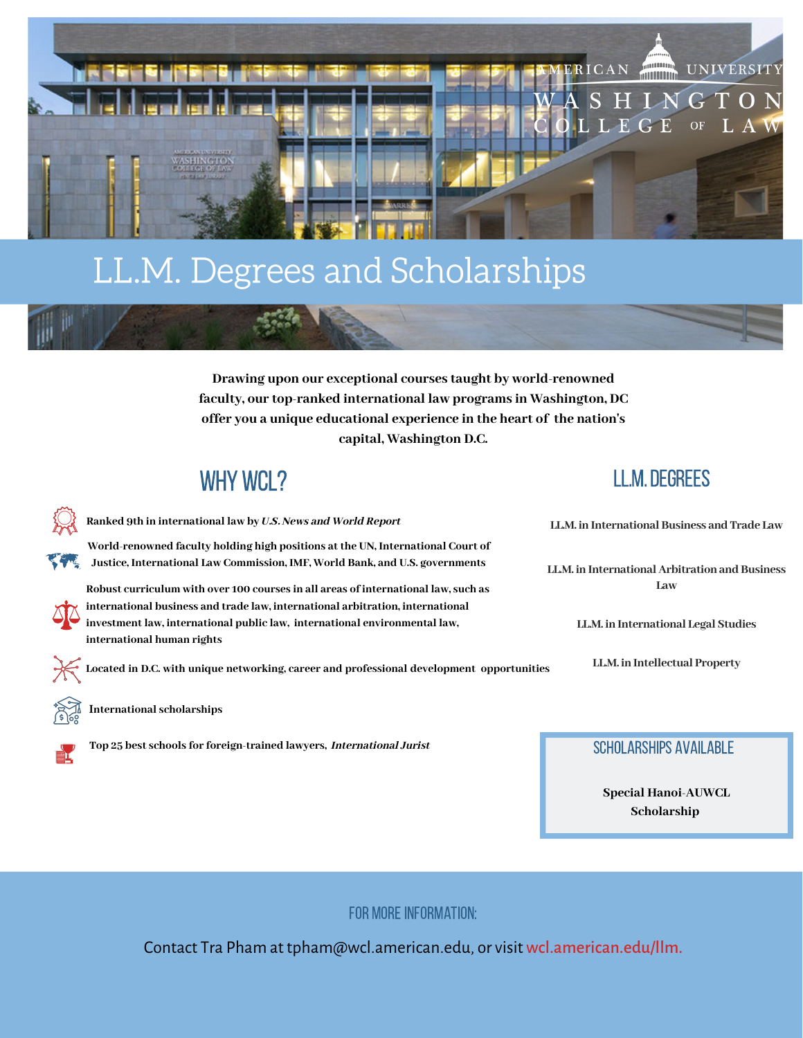AMERICAN UNIVERSITY WASHINGTON COLLEGE OF LAW

# LL.M. Degrees and Scholarships

**Drawing upon our exceptional courses taught by world-renowned faculty, our top-ranked international law programs in Washington, DC offer you a unique educational experience in the heart of the nation's capital, Washington D.C.**

## WHY WCL?

- **Ranked 9th in international law by *U.S. News and World Report***
- **World-renowned faculty holding high positions at the UN, International Court of Justice, International Law Commission, IMF, World Bank, and U.S. governments**
- **Robust curriculum with over 100 courses in all areas of international law, such as international business and trade law, international arbitration, international investment law, international public law, international environmental law, international human rights**
- **Located in D.C. with unique networking, career and professional development opportunities**
- **International scholarships**
- **Top 25 best schools for foreign-trained lawyers, *International Jurist***

## LL.M. DEGREES

**LL.M. in International Business and Trade Law**

**LL.M. in International Arbitration and Business Law**

**LL.M. in International Legal Studies**

**LL.M. in Intellectual Property**

## SCHOLARSHIPS AVAILABLE

**Special Hanoi-AUWCL Scholarship**

## FOR MORE INFORMATION:

Contact Tra Pham at tpham@wcl.american.edu, or visit wcl.american.edu/llm.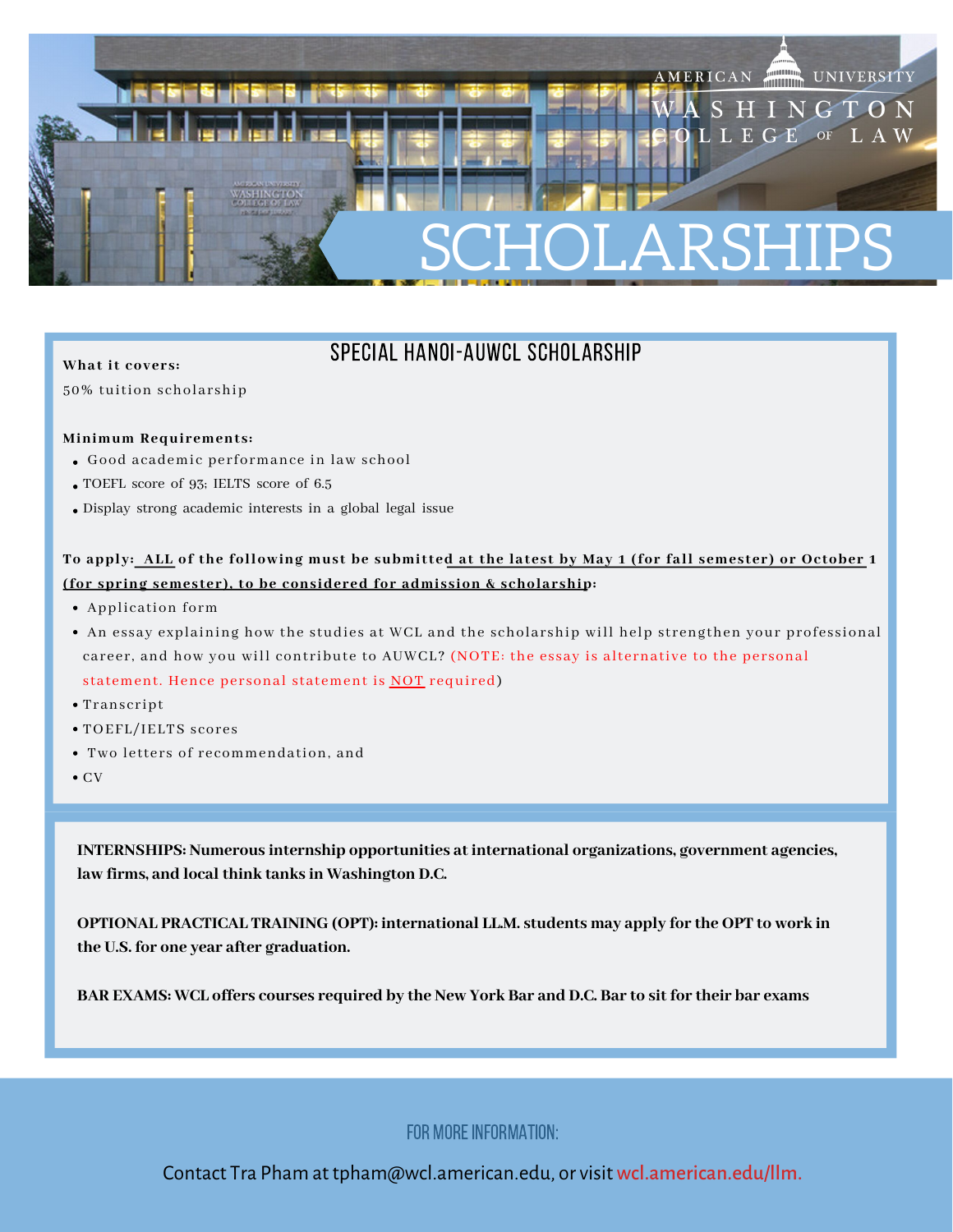AMERICAN UNIVERSITY
WASHINGTON COLLEGE OF LAW

# SCHOLARSHIPS

## SPECIAL HANOI-AUWCL SCHOLARSHIP

**What it covers:**

50% tuition scholarship

**Minimum Requirements:**

- Good academic performance in law school
- TOEFL score of 93; IELTS score of 6.5
- Display strong academic interests in a global legal issue

**To apply: ALL of the following must be submitted at the latest by May 1 (for fall semester) or October 1 (for spring semester), to be considered for admission & scholarship:**

- Application form
- An essay explaining how the studies at WCL and the scholarship will help strengthen your professional career, and how you will contribute to AUWCL? (NOTE: the essay is alternative to the personal statement. Hence personal statement is NOT required)
- Transcript
- TOEFL/IELTS scores
- Two letters of recommendation, and
- CV

**INTERNSHIPS: Numerous internship opportunities at international organizations, government agencies, law firms, and local think tanks in Washington D.C.**

**OPTIONAL PRACTICAL TRAINING (OPT): international LL.M. students may apply for the OPT to work in the U.S. for one year after graduation.**

**BAR EXAMS: WCL offers courses required by the New York Bar and D.C. Bar to sit for their bar exams**

FOR MORE INFORMATION:

Contact Tra Pham at tpham@wcl.american.edu, or visit wcl.american.edu/llm.